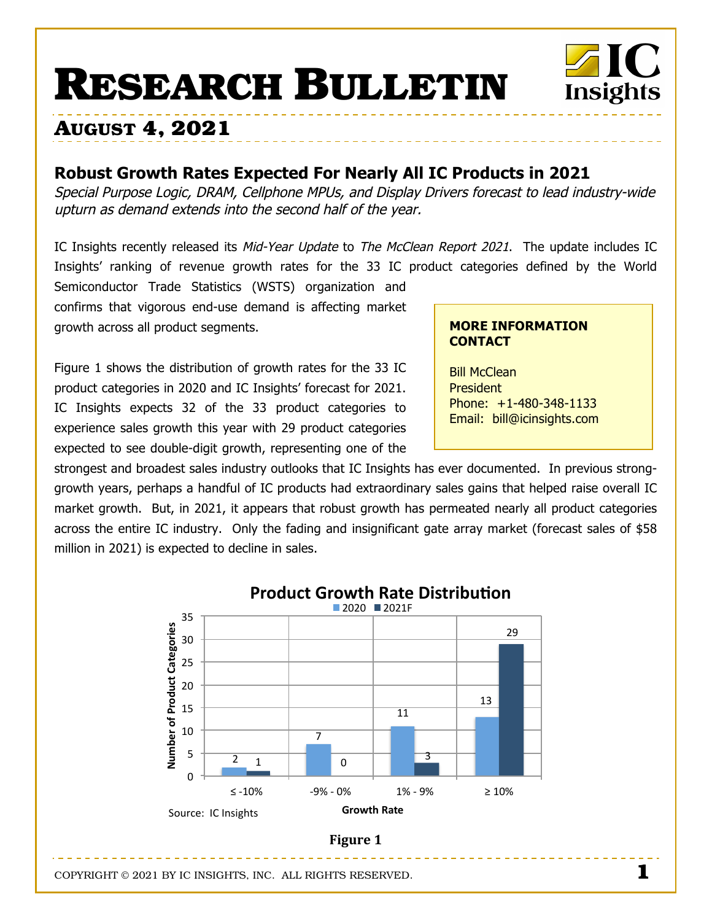# RESEARCH BULLETIN

## AUGUST 4, 2021

### Robust Growth Rates Expected For Nearly All IC Products in 2021

*Special Purpose Logic, DRAM, Cellphone MPUs, and Display Drivers forecast to lead industry-wide upturn as demand extends into the second half of the year.*

IC Insights recently released its *Mid-Year Update* to *The McClean Report 2021*. The update includes IC Insights' ranking of revenue growth rates for the 33 IC product categories defined by the World Semiconductor Trade Statistics (WSTS) organization and confirms that vigorous end-use demand is affecting market growth across all product segments.

Figure 1 shows the distribution of growth rates for the 33 IC product categories in 2020 and IC Insights' forecast for 2021. IC Insights expects 32 of the 33 product categories to experience sales growth this year with 29 product categories expected to see double-digit growth, representing one of the strongest and broadest sales industry outlooks that IC Insights has ever documented. In previous strong-growth years, perhaps a handful of IC products had extraordinary sales gains that helped raise overall IC market growth. But, in 2021, it appears that robust growth has permeated nearly all product categories across the entire IC industry. Only the fading and insignificant gate array market (forecast sales of $58 million in 2021) is expected to decline in sales.

**MORE INFORMATION CONTACT**

Bill McClean
President
Phone: +1-480-348-1133
Email: bill@icinsights.com

**Product Growth Rate Distribution**

| Growth Rate | 2020 | 2021F |
|---|---|---|
| ≤ -10% | 2 | 1 |
| -9% - 0% | 7 | 0 |
| 1% - 9% | 11 | 3 |
| ≥ 10% | 13 | 29 |

Source: IC Insights

**Figure 1**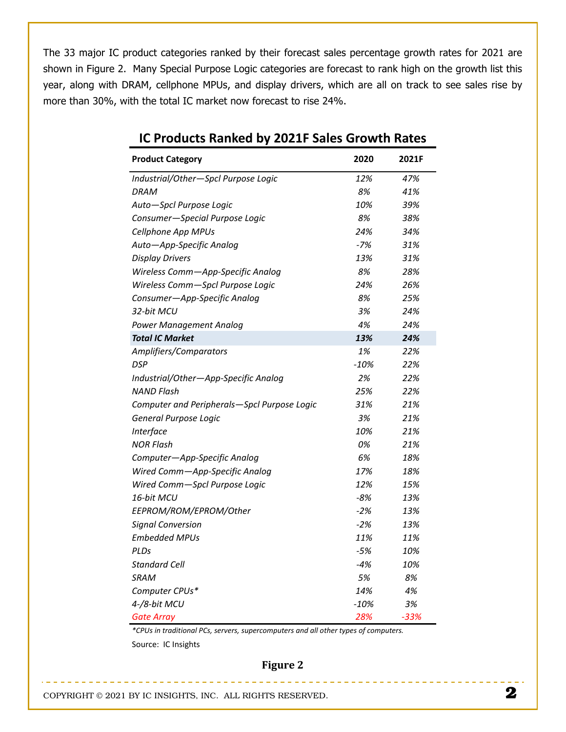The 33 major IC product categories ranked by their forecast sales percentage growth rates for 2021 are shown in Figure 2. Many Special Purpose Logic categories are forecast to rank high on the growth list this year, along with DRAM, cellphone MPUs, and display drivers, which are all on track to see sales rise by more than 30%, with the total IC market now forecast to rise 24%.

## IC Products Ranked by 2021F Sales Growth Rates

| Product Category | 2020 | 2021F |
|---|---|---|
| *Industrial/Other—Spcl Purpose Logic* | *12%* | *47%* |
| *DRAM* | *8%* | *41%* |
| *Auto—Spcl Purpose Logic* | *10%* | *39%* |
| *Consumer—Special Purpose Logic* | *8%* | *38%* |
| *Cellphone App MPUs* | *24%* | *34%* |
| *Auto—App-Specific Analog* | *-7%* | *31%* |
| *Display Drivers* | *13%* | *31%* |
| *Wireless Comm—App-Specific Analog* | *8%* | *28%* |
| *Wireless Comm—Spcl Purpose Logic* | *24%* | *26%* |
| *Consumer—App-Specific Analog* | *8%* | *25%* |
| *32-bit MCU* | *3%* | *24%* |
| *Power Management Analog* | *4%* | *24%* |
| ***Total IC Market*** | ***13%*** | ***24%*** |
| *Amplifiers/Comparators* | *1%* | *22%* |
| *DSP* | *-10%* | *22%* |
| *Industrial/Other—App-Specific Analog* | *2%* | *22%* |
| *NAND Flash* | *25%* | *22%* |
| *Computer and Peripherals—Spcl Purpose Logic* | *31%* | *21%* |
| *General Purpose Logic* | *3%* | *21%* |
| *Interface* | *10%* | *21%* |
| *NOR Flash* | *0%* | *21%* |
| *Computer—App-Specific Analog* | *6%* | *18%* |
| *Wired Comm—App-Specific Analog* | *17%* | *18%* |
| *Wired Comm—Spcl Purpose Logic* | *12%* | *15%* |
| *16-bit MCU* | *-8%* | *13%* |
| *EEPROM/ROM/EPROM/Other* | *-2%* | *13%* |
| *Signal Conversion* | *-2%* | *13%* |
| *Embedded MPUs* | *11%* | *11%* |
| *PLDs* | *-5%* | *10%* |
| *Standard Cell* | *-4%* | *10%* |
| *SRAM* | *5%* | *8%* |
| *Computer CPUs** | *14%* | *4%* |
| *4-/8-bit MCU* | *-10%* | *3%* |
| *Gate Array* | *28%* | *-33%* |

**CPUs in traditional PCs, servers, supercomputers and all other types of computers.*

Source: IC Insights

**Figure 2**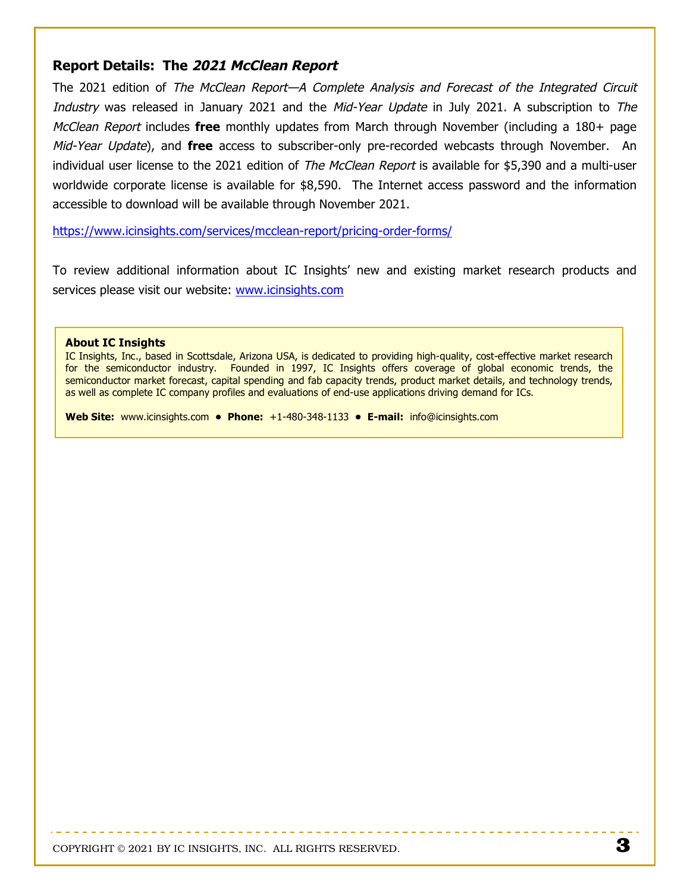### Report Details: The *2021 McClean Report*

The 2021 edition of *The McClean Report—A Complete Analysis and Forecast of the Integrated Circuit Industry* was released in January 2021 and the *Mid-Year Update* in July 2021. A subscription to *The McClean Report* includes **free** monthly updates from March through November (including a 180+ page *Mid-Year Update*), and **free** access to subscriber-only pre-recorded webcasts through November. An individual user license to the 2021 edition of *The McClean Report* is available for $5,390 and a multi-user worldwide corporate license is available for $8,590. The Internet access password and the information accessible to download will be available through November 2021.

https://www.icinsights.com/services/mcclean-report/pricing-order-forms/

To review additional information about IC Insights' new and existing market research products and services please visit our website: www.icinsights.com

**About IC Insights**

IC Insights, Inc., based in Scottsdale, Arizona USA, is dedicated to providing high-quality, cost-effective market research for the semiconductor industry. Founded in 1997, IC Insights offers coverage of global economic trends, the semiconductor market forecast, capital spending and fab capacity trends, product market details, and technology trends, as well as complete IC company profiles and evaluations of end-use applications driving demand for ICs.

**Web Site:** www.icinsights.com ● **Phone:** +1-480-348-1133 ● **E-mail:** info@icinsights.com

COPYRIGHT © 2021 BY IC INSIGHTS, INC. ALL RIGHTS RESERVED.